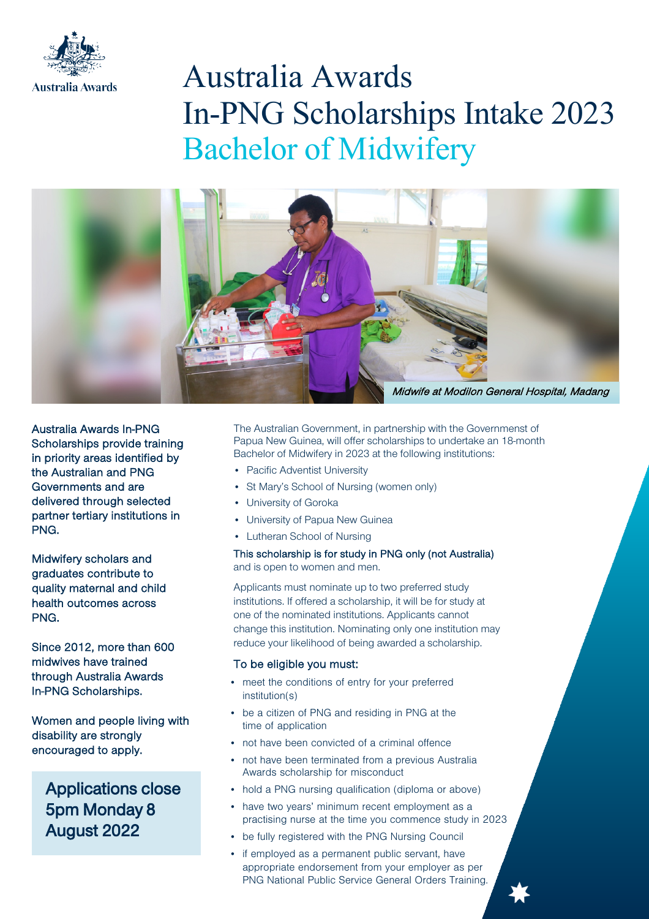Australia Awards

# Australia Awards In-PNG Scholarships Intake 2023
## Bachelor of Midwifery

*Midwife at Modilon General Hospital, Madang*

Australia Awards In-PNG Scholarships provide training in priority areas identified by the Australian and PNG Governments and are delivered through selected partner tertiary institutions in PNG.

Midwifery scholars and graduates contribute to quality maternal and child health outcomes across PNG.

Since 2012, more than 600 midwives have trained through Australia Awards In-PNG Scholarships.

Women and people living with disability are strongly encouraged to apply.

**Applications close 5pm Monday 8 August 2022**

The Australian Government, in partnership with the Governmenst of Papua New Guinea, will offer scholarships to undertake an 18-month Bachelor of Midwifery in 2023 at the following institutions:

- Pacific Adventist University
- St Mary's School of Nursing (women only)
- University of Goroka
- University of Papua New Guinea
- Lutheran School of Nursing

This scholarship is for study in PNG only (not Australia) and is open to women and men.

Applicants must nominate up to two preferred study institutions. If offered a scholarship, it will be for study at one of the nominated institutions. Applicants cannot change this institution. Nominating only one institution may reduce your likelihood of being awarded a scholarship.

### To be eligible you must:

- meet the conditions of entry for your preferred institution(s)
- be a citizen of PNG and residing in PNG at the time of application
- not have been convicted of a criminal offence
- not have been terminated from a previous Australia Awards scholarship for misconduct
- hold a PNG nursing qualification (diploma or above)
- have two years' minimum recent employment as a practising nurse at the time you commence study in 2023
- be fully registered with the PNG Nursing Council
- if employed as a permanent public servant, have appropriate endorsement from your employer as per PNG National Public Service General Orders Training.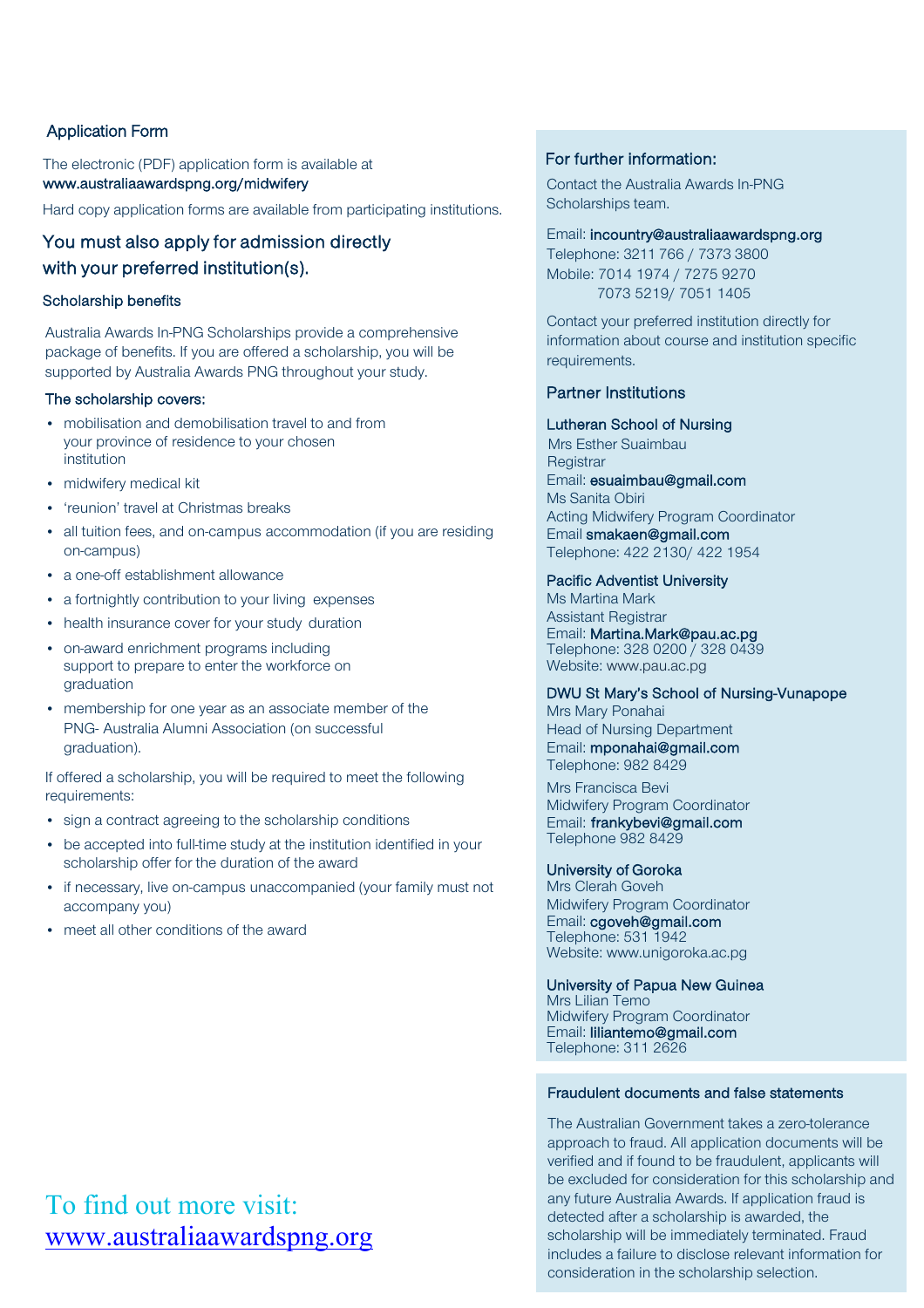## Application Form

The electronic (PDF) application form is available at **www.australiaawardspng.org/midwifery**

Hard copy application forms are available from participating institutions.

## You must also apply for admission directly with your preferred institution(s).

### Scholarship benefits

Australia Awards In-PNG Scholarships provide a comprehensive package of benefits. If you are offered a scholarship, you will be supported by Australia Awards PNG throughout your study.

**The scholarship covers:**

- mobilisation and demobilisation travel to and from your province of residence to your chosen institution
- midwifery medical kit
- 'reunion' travel at Christmas breaks
- all tuition fees, and on-campus accommodation (if you are residing on-campus)
- a one-off establishment allowance
- a fortnightly contribution to your living expenses
- health insurance cover for your study duration
- on-award enrichment programs including support to prepare to enter the workforce on graduation
- membership for one year as an associate member of the PNG- Australia Alumni Association (on successful graduation).

If offered a scholarship, you will be required to meet the following requirements:

- sign a contract agreeing to the scholarship conditions
- be accepted into full-time study at the institution identified in your scholarship offer for the duration of the award
- if necessary, live on-campus unaccompanied (your family must not accompany you)
- meet all other conditions of the award

To find out more visit:
www.australiaawardspng.org

### For further information:

Contact the Australia Awards In-PNG Scholarships team.

Email: **incountry@australiaawardspng.org**
Telephone: 3211 766 / 7373 3800
Mobile: 7014 1974 / 7275 9270
7073 5219/ 7051 1405

Contact your preferred institution directly for information about course and institution specific requirements.

### Partner Institutions

**Lutheran School of Nursing**
Mrs Esther Suaimbau
Registrar
Email: **esuaimbau@gmail.com**
Ms Sanita Obiri
Acting Midwifery Program Coordinator
Email **smakaen@gmail.com**
Telephone: 422 2130/ 422 1954

**Pacific Adventist University**
Ms Martina Mark
Assistant Registrar
Email: **Martina.Mark@pau.ac.pg**
Telephone: 328 0200 / 328 0439
Website: www.pau.ac.pg

**DWU St Mary's School of Nursing-Vunapope**
Mrs Mary Ponahai
Head of Nursing Department
Email: **mponahai@gmail.com**
Telephone: 982 8429

Mrs Francisca Bevi
Midwifery Program Coordinator
Email: **frankybevi@gmail.com**
Telephone 982 8429

**University of Goroka**
Mrs Clerah Goveh
Midwifery Program Coordinator
Email: **cgoveh@gmail.com**
Telephone: 531 1942
Website: www.unigoroka.ac.pg

**University of Papua New Guinea**
Mrs Lilian Temo
Midwifery Program Coordinator
Email: **liliantemo@gmail.com**
Telephone: 311 2626

### Fraudulent documents and false statements

The Australian Government takes a zero-tolerance approach to fraud. All application documents will be verified and if found to be fraudulent, applicants will be excluded for consideration for this scholarship and any future Australia Awards. If application fraud is detected after a scholarship is awarded, the scholarship will be immediately terminated. Fraud includes a failure to disclose relevant information for consideration in the scholarship selection.